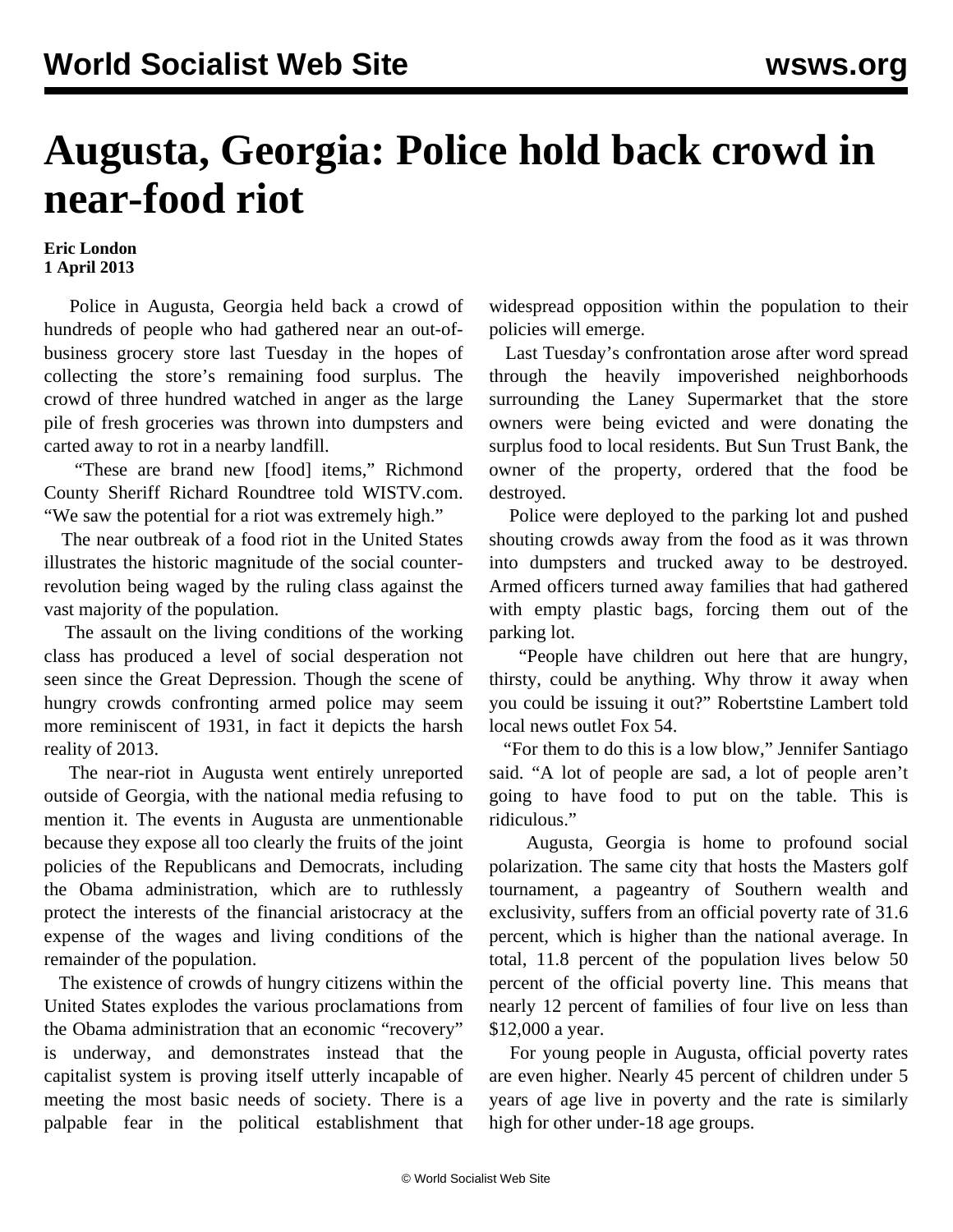# Augusta, Georgia: Police hold back crowd in near-food riot

**Eric London**
**1 April 2013**

Police in Augusta, Georgia held back a crowd of hundreds of people who had gathered near an out-of-business grocery store last Tuesday in the hopes of collecting the store's remaining food surplus. The crowd of three hundred watched in anger as the large pile of fresh groceries was thrown into dumpsters and carted away to rot in a nearby landfill.

"These are brand new [food] items," Richmond County Sheriff Richard Roundtree told WISTV.com. "We saw the potential for a riot was extremely high."

The near outbreak of a food riot in the United States illustrates the historic magnitude of the social counter-revolution being waged by the ruling class against the vast majority of the population.

The assault on the living conditions of the working class has produced a level of social desperation not seen since the Great Depression. Though the scene of hungry crowds confronting armed police may seem more reminiscent of 1931, in fact it depicts the harsh reality of 2013.

The near-riot in Augusta went entirely unreported outside of Georgia, with the national media refusing to mention it. The events in Augusta are unmentionable because they expose all too clearly the fruits of the joint policies of the Republicans and Democrats, including the Obama administration, which are to ruthlessly protect the interests of the financial aristocracy at the expense of the wages and living conditions of the remainder of the population.

The existence of crowds of hungry citizens within the United States explodes the various proclamations from the Obama administration that an economic "recovery" is underway, and demonstrates instead that the capitalist system is proving itself utterly incapable of meeting the most basic needs of society. There is a palpable fear in the political establishment that widespread opposition within the population to their policies will emerge.

Last Tuesday's confrontation arose after word spread through the heavily impoverished neighborhoods surrounding the Laney Supermarket that the store owners were being evicted and were donating the surplus food to local residents. But Sun Trust Bank, the owner of the property, ordered that the food be destroyed.

Police were deployed to the parking lot and pushed shouting crowds away from the food as it was thrown into dumpsters and trucked away to be destroyed. Armed officers turned away families that had gathered with empty plastic bags, forcing them out of the parking lot.

"People have children out here that are hungry, thirsty, could be anything. Why throw it away when you could be issuing it out?" Robertstine Lambert told local news outlet Fox 54.

"For them to do this is a low blow," Jennifer Santiago said. "A lot of people are sad, a lot of people aren't going to have food to put on the table. This is ridiculous."

Augusta, Georgia is home to profound social polarization. The same city that hosts the Masters golf tournament, a pageantry of Southern wealth and exclusivity, suffers from an official poverty rate of 31.6 percent, which is higher than the national average. In total, 11.8 percent of the population lives below 50 percent of the official poverty line. This means that nearly 12 percent of families of four live on less than $12,000 a year.

For young people in Augusta, official poverty rates are even higher. Nearly 45 percent of children under 5 years of age live in poverty and the rate is similarly high for other under-18 age groups.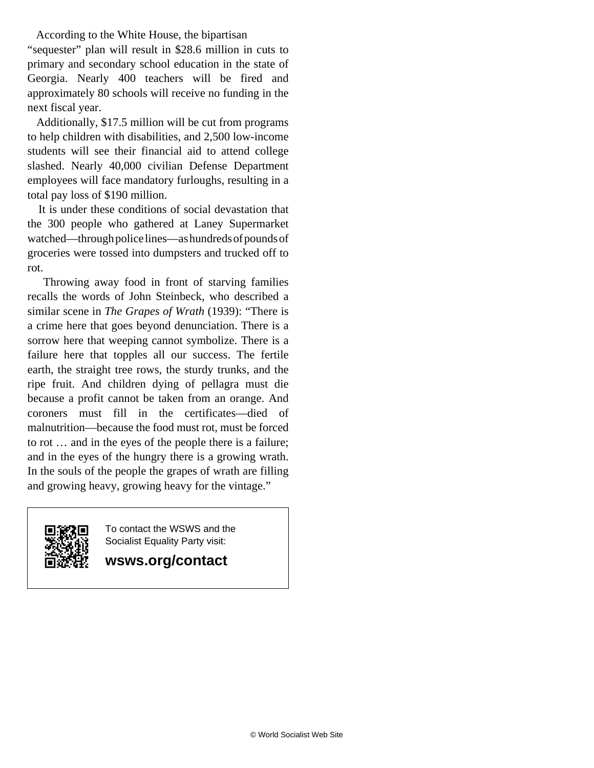According to the White House, the bipartisan "sequester" plan will result in $28.6 million in cuts to primary and secondary school education in the state of Georgia. Nearly 400 teachers will be fired and approximately 80 schools will receive no funding in the next fiscal year.

Additionally, $17.5 million will be cut from programs to help children with disabilities, and 2,500 low-income students will see their financial aid to attend college slashed. Nearly 40,000 civilian Defense Department employees will face mandatory furloughs, resulting in a total pay loss of $190 million.

It is under these conditions of social devastation that the 300 people who gathered at Laney Supermarket watched—through police lines—as hundreds of pounds of groceries were tossed into dumpsters and trucked off to rot.

Throwing away food in front of starving families recalls the words of John Steinbeck, who described a similar scene in *The Grapes of Wrath* (1939): "There is a crime here that goes beyond denunciation. There is a sorrow here that weeping cannot symbolize. There is a failure here that topples all our success. The fertile earth, the straight tree rows, the sturdy trunks, and the ripe fruit. And children dying of pellagra must die because a profit cannot be taken from an orange. And coroners must fill in the certificates—died of malnutrition—because the food must rot, must be forced to rot … and in the eyes of the people there is a failure; and in the eyes of the hungry there is a growing wrath. In the souls of the people the grapes of wrath are filling and growing heavy, growing heavy for the vintage."

To contact the WSWS and the Socialist Equality Party visit:

**wsws.org/contact**